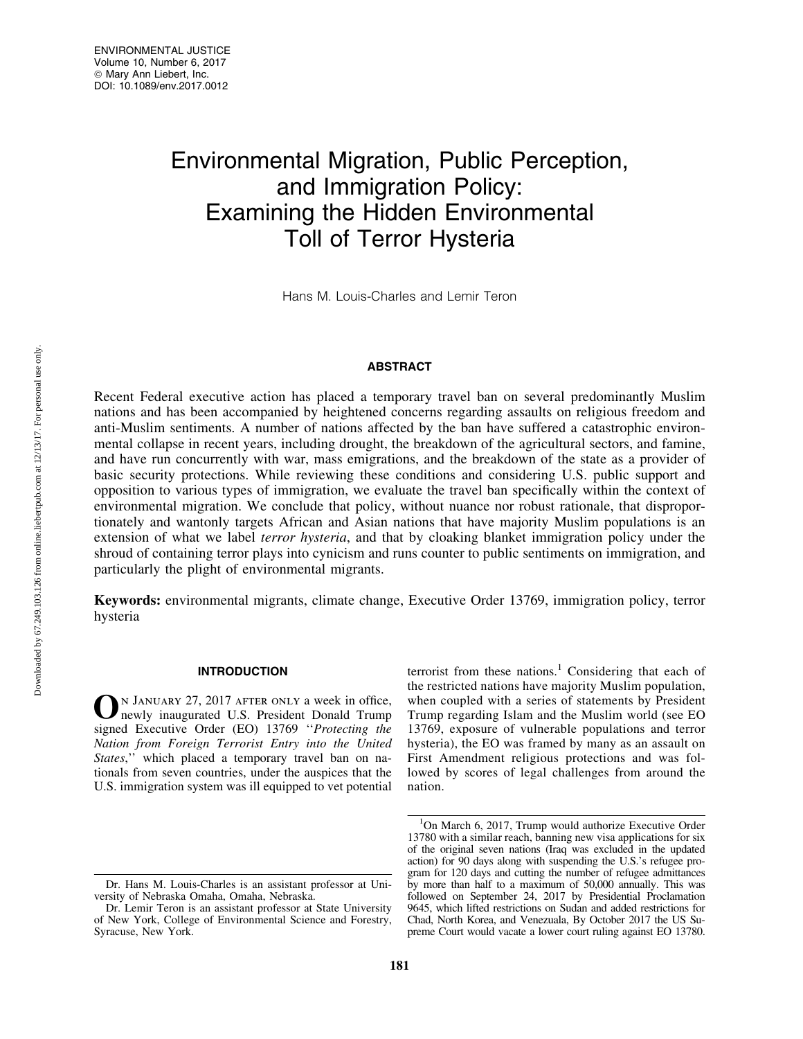# Environmental Migration, Public Perception, and Immigration Policy: Examining the Hidden Environmental Toll of Terror Hysteria

Hans M. Louis-Charles and Lemir Teron

## ABSTRACT

Recent Federal executive action has placed a temporary travel ban on several predominantly Muslim nations and has been accompanied by heightened concerns regarding assaults on religious freedom and anti-Muslim sentiments. A number of nations affected by the ban have suffered a catastrophic environmental collapse in recent years, including drought, the breakdown of the agricultural sectors, and famine, and have run concurrently with war, mass emigrations, and the breakdown of the state as a provider of basic security protections. While reviewing these conditions and considering U.S. public support and opposition to various types of immigration, we evaluate the travel ban specifically within the context of environmental migration. We conclude that policy, without nuance nor robust rationale, that disproportionately and wantonly targets African and Asian nations that have majority Muslim populations is an extension of what we label *terror hysteria*, and that by cloaking blanket immigration policy under the shroud of containing terror plays into cynicism and runs counter to public sentiments on immigration, and particularly the plight of environmental migrants.

**Keywords:** environmental migrants, climate change, Executive Order 13769, immigration policy, terror hysteria

## INTRODUCTION

On January 27, 2017 after only a week in office, newly inaugurated U.S. President Donald Trump signed Executive Order (EO) 13769 ''*Protecting the Nation from Foreign Terrorist Entry into the United States*,'' which placed a temporary travel ban on nationals from seven countries, under the auspices that the U.S. immigration system was ill equipped to vet potential terrorist from these nations.[1] Considering that each of the restricted nations have majority Muslim population, when coupled with a series of statements by President Trump regarding Islam and the Muslim world (see EO 13769, exposure of vulnerable populations and terror hysteria), the EO was framed by many as an assault on First Amendment religious protections and was followed by scores of legal challenges from around the nation.

---

Dr. Hans M. Louis-Charles is an assistant professor at University of Nebraska Omaha, Omaha, Nebraska.

Dr. Lemir Teron is an assistant professor at State University of New York, College of Environmental Science and Forestry, Syracuse, New York.

[1] On March 6, 2017, Trump would authorize Executive Order 13780 with a similar reach, banning new visa applications for six of the original seven nations (Iraq was excluded in the updated action) for 90 days along with suspending the U.S.'s refugee program for 120 days and cutting the number of refugee admittances by more than half to a maximum of 50,000 annually. This was followed on September 24, 2017 by Presidential Proclamation 9645, which lifted restrictions on Sudan and added restrictions for Chad, North Korea, and Venezuala, By October 2017 the US Supreme Court would vacate a lower court ruling against EO 13780.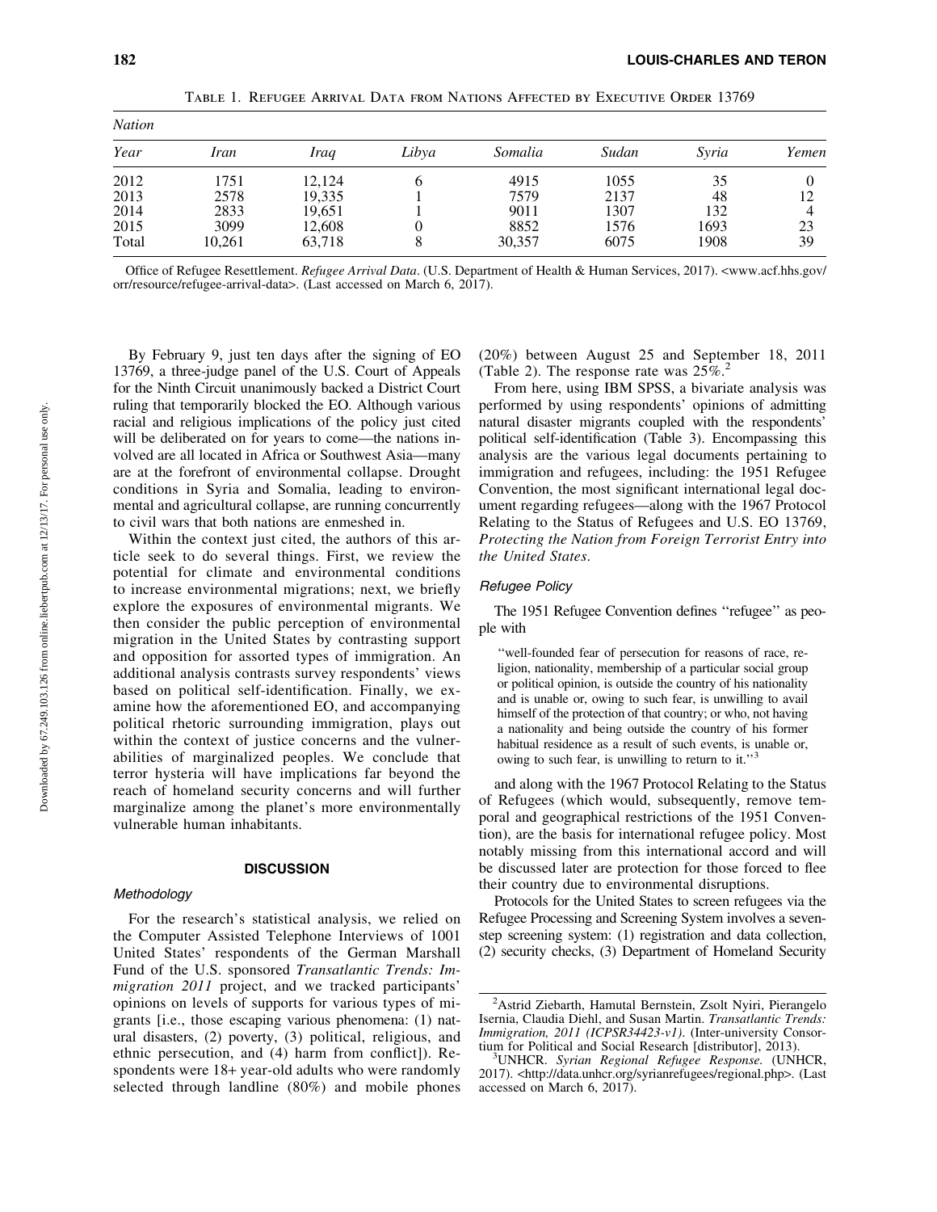Table 1. Refugee Arrival Data from Nations Affected by Executive Order 13769

| *Nation* | | | | | | | |
|---|---|---|---|---|---|---|---|
| *Year* | *Iran* | *Iraq* | *Libya* | *Somalia* | *Sudan* | *Syria* | *Yemen* |
| 2012 | 1751 | 12,124 | 6 | 4915 | 1055 | 35 | 0 |
| 2013 | 2578 | 19,335 | 1 | 7579 | 2137 | 48 | 12 |
| 2014 | 2833 | 19,651 | 1 | 9011 | 1307 | 132 | 4 |
| 2015 | 3099 | 12,608 | 0 | 8852 | 1576 | 1693 | 23 |
| Total | 10,261 | 63,718 | 8 | 30,357 | 6075 | 1908 | 39 |

Office of Refugee Resettlement. *Refugee Arrival Data*. (U.S. Department of Health & Human Services, 2017). <www.acf.hhs.gov/orr/resource/refugee-arrival-data>. (Last accessed on March 6, 2017).

By February 9, just ten days after the signing of EO 13769, a three-judge panel of the U.S. Court of Appeals for the Ninth Circuit unanimously backed a District Court ruling that temporarily blocked the EO. Although various racial and religious implications of the policy just cited will be deliberated on for years to come—the nations involved are all located in Africa or Southwest Asia—many are at the forefront of environmental collapse. Drought conditions in Syria and Somalia, leading to environmental and agricultural collapse, are running concurrently to civil wars that both nations are enmeshed in.

Within the context just cited, the authors of this article seek to do several things. First, we review the potential for climate and environmental conditions to increase environmental migrations; next, we briefly explore the exposures of environmental migrants. We then consider the public perception of environmental migration in the United States by contrasting support and opposition for assorted types of immigration. An additional analysis contrasts survey respondents' views based on political self-identification. Finally, we examine how the aforementioned EO, and accompanying political rhetoric surrounding immigration, plays out within the context of justice concerns and the vulnerabilities of marginalized peoples. We conclude that terror hysteria will have implications far beyond the reach of homeland security concerns and will further marginalize among the planet's more environmentally vulnerable human inhabitants.

## DISCUSSION

### *Methodology*

For the research's statistical analysis, we relied on the Computer Assisted Telephone Interviews of 1001 United States' respondents of the German Marshall Fund of the U.S. sponsored *Transatlantic Trends: Immigration 2011* project, and we tracked participants' opinions on levels of supports for various types of migrants [i.e., those escaping various phenomena: (1) natural disasters, (2) poverty, (3) political, religious, and ethnic persecution, and (4) harm from conflict]). Respondents were 18+ year-old adults who were randomly selected through landline (80%) and mobile phones (20%) between August 25 and September 18, 2011 (Table 2). The response rate was 25%.[2]

From here, using IBM SPSS, a bivariate analysis was performed by using respondents' opinions of admitting natural disaster migrants coupled with the respondents' political self-identification (Table 3). Encompassing this analysis are the various legal documents pertaining to immigration and refugees, including: the 1951 Refugee Convention, the most significant international legal document regarding refugees—along with the 1967 Protocol Relating to the Status of Refugees and U.S. EO 13769, *Protecting the Nation from Foreign Terrorist Entry into the United States*.

### *Refugee Policy*

The 1951 Refugee Convention defines "refugee" as people with

> "well-founded fear of persecution for reasons of race, religion, nationality, membership of a particular social group or political opinion, is outside the country of his nationality and is unable or, owing to such fear, is unwilling to avail himself of the protection of that country; or who, not having a nationality and being outside the country of his former habitual residence as a result of such events, is unable or, owing to such fear, is unwilling to return to it."[3]

and along with the 1967 Protocol Relating to the Status of Refugees (which would, subsequently, remove temporal and geographical restrictions of the 1951 Convention), are the basis for international refugee policy. Most notably missing from this international accord and will be discussed later are protection for those forced to flee their country due to environmental disruptions.

Protocols for the United States to screen refugees via the Refugee Processing and Screening System involves a seven-step screening system: (1) registration and data collection, (2) security checks, (3) Department of Homeland Security

---

[2]Astrid Ziebarth, Hamutal Bernstein, Zsolt Nyiri, Pierangelo Isernia, Claudia Diehl, and Susan Martin. *Transatlantic Trends: Immigration, 2011 (ICPSR34423-v1)*. (Inter-university Consortium for Political and Social Research [distributor], 2013).

[3]UNHCR. *Syrian Regional Refugee Response*. (UNHCR, 2017). <http://data.unhcr.org/syrianrefugees/regional.php>. (Last accessed on March 6, 2017).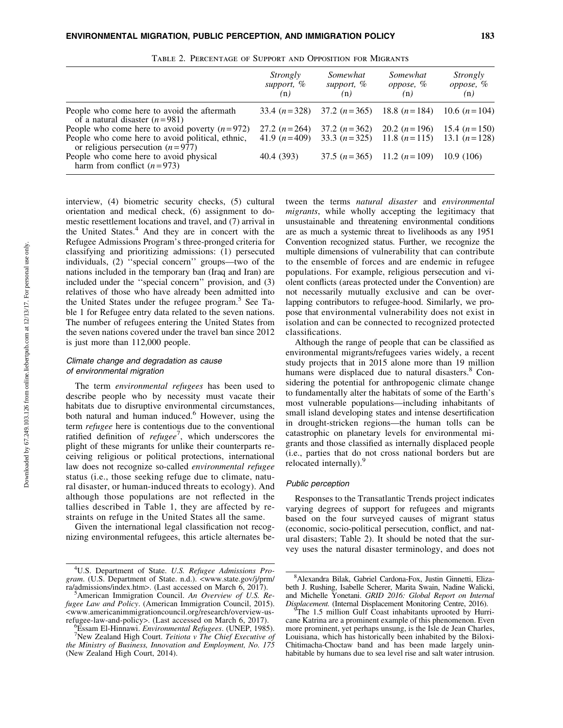Table 2. Percentage of Support and Opposition for Migrants

| | *Strongly support, %* (n) | *Somewhat support, %* (n) | *Somewhat oppose, %* (n) | *Strongly oppose, %* (n) |
|---|---|---|---|---|
| People who come here to avoid the aftermath of a natural disaster ($n = 981$) | 33.4 ($n = 328$) | 37.2 ($n = 365$) | 18.8 ($n = 184$) | 10.6 ($n = 104$) |
| People who come here to avoid poverty ($n = 972$) | 27.2 ($n = 264$) | 37.2 ($n = 362$) | 20.2 ($n = 196$) | 15.4 ($n = 150$) |
| People who come here to avoid political, ethnic, or religious persecution ($n = 977$) | 41.9 ($n = 409$) | 33.3 ($n = 325$) | 11.8 ($n = 115$) | 13.1 ($n = 128$) |
| People who come here to avoid physical harm from conflict ($n = 973$) | 40.4 (393) | 37.5 ($n = 365$) | 11.2 ($n = 109$) | 10.9 (106) |

interview, (4) biometric security checks, (5) cultural orientation and medical check, (6) assignment to domestic resettlement locations and travel, and (7) arrival in the United States.[4] And they are in concert with the Refugee Admissions Program's three-pronged criteria for classifying and prioritizing admissions: (1) persecuted individuals, (2) ''special concern'' groups—two of the nations included in the temporary ban (Iraq and Iran) are included under the ''special concern'' provision, and (3) relatives of those who have already been admitted into the United States under the refugee program.[5] See Table 1 for Refugee entry data related to the seven nations. The number of refugees entering the United States from the seven nations covered under the travel ban since 2012 is just more than 112,000 people.

### *Climate change and degradation as cause of environmental migration*

The term *environmental refugees* has been used to describe people who by necessity must vacate their habitats due to disruptive environmental circumstances, both natural and human induced.[6] However, using the term *refugee* here is contentious due to the conventional ratified definition of *refugee*[7], which underscores the plight of these migrants for unlike their counterparts receiving religious or political protections, international law does not recognize so-called *environmental refugee* status (i.e., those seeking refuge due to climate, natural disaster, or human-induced threats to ecology). And although those populations are not reflected in the tallies described in Table 1, they are affected by restraints on refuge in the United States all the same.

Given the international legal classification not recognizing environmental refugees, this article alternates between the terms *natural disaster* and *environmental migrants*, while wholly accepting the legitimacy that unsustainable and threatening environmental conditions are as much a systemic threat to livelihoods as any 1951 Convention recognized status. Further, we recognize the multiple dimensions of vulnerability that can contribute to the ensemble of forces and are endemic in refugee populations. For example, religious persecution and violent conflicts (areas protected under the Convention) are not necessarily mutually exclusive and can be overlapping contributors to refugee-hood. Similarly, we propose that environmental vulnerability does not exist in isolation and can be connected to recognized protected classifications.

Although the range of people that can be classified as environmental migrants/refugees varies widely, a recent study projects that in 2015 alone more than 19 million humans were displaced due to natural disasters.[8] Considering the potential for anthropogenic climate change to fundamentally alter the habitats of some of the Earth's most vulnerable populations—including inhabitants of small island developing states and intense desertification in drought-stricken regions—the human tolls can be catastrophic on planetary levels for environmental migrants and those classified as internally displaced people (i.e., parties that do not cross national borders but are relocated internally).[9]

### *Public perception*

Responses to the Transatlantic Trends project indicates varying degrees of support for refugees and migrants based on the four surveyed causes of migrant status (economic, socio-political persecution, conflict, and natural disasters; Table 2). It should be noted that the survey uses the natural disaster terminology, and does not

---

[4]U.S. Department of State. *U.S. Refugee Admissions Program*. (U.S. Department of State. n.d.). <www.state.gov/j/prm/ra/admissions/index.htm>. (Last accessed on March 6, 2017).

[5]American Immigration Council. *An Overview of U.S. Refugee Law and Policy*. (American Immigration Council, 2015). <www.americanimmigrationcouncil.org/research/overview-us-refugee-law-and-policy>. (Last accessed on March 6, 2017).

[6]Essam El-Hinnawi. *Environmental Refugees*. (UNEP, 1985).

[7]New Zealand High Court. *Teitiota v The Chief Executive of the Ministry of Business, Innovation and Employment, No. 175* (New Zealand High Court, 2014).

[8]Alexandra Bilak, Gabriel Cardona-Fox, Justin Ginnetti, Elizabeth J. Rushing, Isabelle Scherer, Marita Swain, Nadine Walicki, and Michelle Yonetani. *GRID 2016: Global Report on Internal Displacement*. (Internal Displacement Monitoring Centre, 2016).

[9]The 1.5 million Gulf Coast inhabitants uprooted by Hurricane Katrina are a prominent example of this phenomenon. Even more prominent, yet perhaps unsung, is the Isle de Jean Charles, Louisiana, which has historically been inhabited by the Biloxi-Chitimacha-Choctaw band and has been made largely uninhabitable by humans due to sea level rise and salt water intrusion.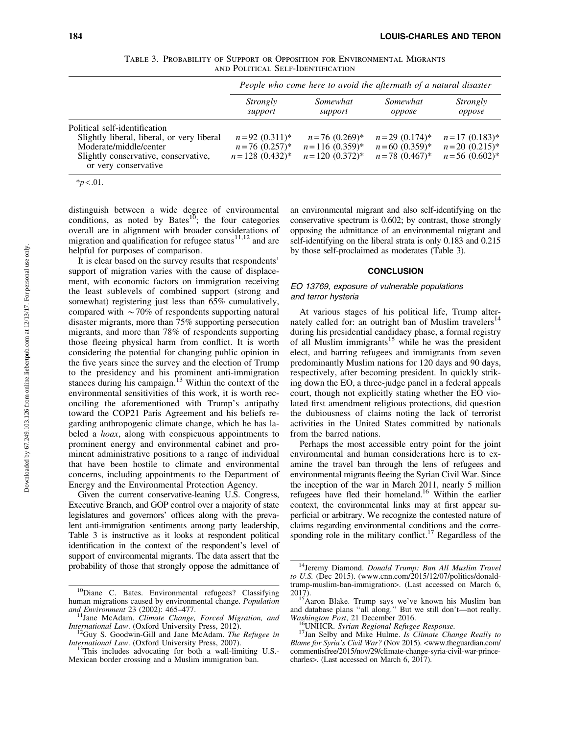Table 3. Probability of Support or Opposition for Environmental Migrants and Political Self-Identification

| | *People who come here to avoid the aftermath of a natural disaster* | | | |
|---|---|---|---|---|
| | *Strongly support* | *Somewhat support* | *Somewhat oppose* | *Strongly oppose* |
| Political self-identification | | | | |
| Slightly liberal, liberal, or very liberal | $n=92$ (0.311)* | $n=76$ (0.269)* | $n=29$ (0.174)* | $n=17$ (0.183)* |
| Moderate/middle/center | $n=76$ (0.257)* | $n=116$ (0.359)* | $n=60$ (0.359)* | $n=20$ (0.215)* |
| Slightly conservative, conservative, or very conservative | $n=128$ (0.432)* | $n=120$ (0.372)* | $n=78$ (0.467)* | $n=56$ (0.602)* |

*$p<.01$.

distinguish between a wide degree of environmental conditions, as noted by Bates[10]; the four categories overall are in alignment with broader considerations of migration and qualification for refugee status[11,12] and are helpful for purposes of comparison.

It is clear based on the survey results that respondents' support of migration varies with the cause of displacement, with economic factors on immigration receiving the least sublevels of combined support (strong and somewhat) registering just less than 65% cumulatively, compared with ~70% of respondents supporting natural disaster migrants, more than 75% supporting persecution migrants, and more than 78% of respondents supporting those fleeing physical harm from conflict. It is worth considering the potential for changing public opinion in the five years since the survey and the election of Trump to the presidency and his prominent anti-immigration stances during his campaign.[13] Within the context of the environmental sensitivities of this work, it is worth reconciling the aforementioned with Trump's antipathy toward the COP21 Paris Agreement and his beliefs regarding anthropogenic climate change, which he has labeled a *hoax*, along with conspicuous appointments to prominent energy and environmental cabinet and prominent administrative positions to a range of individual that have been hostile to climate and environmental concerns, including appointments to the Department of Energy and the Environmental Protection Agency.

Given the current conservative-leaning U.S. Congress, Executive Branch, and GOP control over a majority of state legislatures and governors' offices along with the prevalent anti-immigration sentiments among party leadership, Table 3 is instructive as it looks at respondent political identification in the context of the respondent's level of support of environmental migrants. The data assert that the probability of those that strongly oppose the admittance of an environmental migrant and also self-identifying on the conservative spectrum is 0.602; by contrast, those strongly opposing the admittance of an environmental migrant and self-identifying on the liberal strata is only 0.183 and 0.215 by those self-proclaimed as moderates (Table 3).

## CONCLUSION

### *EO 13769, exposure of vulnerable populations and terror hysteria*

At various stages of his political life, Trump alternately called for: an outright ban of Muslim travelers[14] during his presidential candidacy phase, a formal registry of all Muslim immigrants[15] while he was the president elect, and barring refugees and immigrants from seven predominantly Muslim nations for 120 days and 90 days, respectively, after becoming president. In quickly striking down the EO, a three-judge panel in a federal appeals court, though not explicitly stating whether the EO violated first amendment religious protections, did question the dubiousness of claims noting the lack of terrorist activities in the United States committed by nationals from the barred nations.

Perhaps the most accessible entry point for the joint environmental and human considerations here is to examine the travel ban through the lens of refugees and environmental migrants fleeing the Syrian Civil War. Since the inception of the war in March 2011, nearly 5 million refugees have fled their homeland.[16] Within the earlier context, the environmental links may at first appear superficial or arbitrary. We recognize the contested nature of claims regarding environmental conditions and the corresponding role in the military conflict.[17] Regardless of the

---

[10] Diane C. Bates. Environmental refugees? Classifying human migrations caused by environmental change. *Population and Environment* 23 (2002): 465–477.

[11] Jane McAdam. *Climate Change, Forced Migration, and International Law*. (Oxford University Press, 2012).

[12] Guy S. Goodwin-Gill and Jane McAdam. *The Refugee in International Law*. (Oxford University Press, 2007).

[13] This includes advocating for both a wall-limiting U.S.-Mexican border crossing and a Muslim immigration ban.

[14] Jeremy Diamond. *Donald Trump: Ban All Muslim Travel to U.S.* (Dec 2015). (www.cnn.com/2015/12/07/politics/donald-trump-muslim-ban-immigration>. (Last accessed on March 6, 2017).

[15] Aaron Blake. Trump says we've known his Muslim ban and database plans "all along." But we still don't—not really. *Washington Post*, 21 December 2016.

[16] UNHCR. *Syrian Regional Refugee Response*.

[17] Jan Selby and Mike Hulme. *Is Climate Change Really to Blame for Syria's Civil War?* (Nov 2015). <www.theguardian.com/commentisfree/2015/nov/29/climate-change-syria-civil-war-prince-charles>. (Last accessed on March 6, 2017).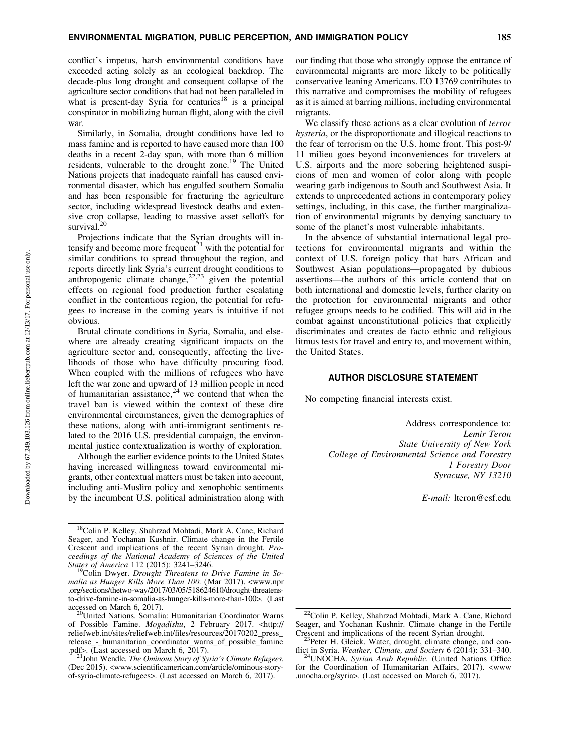conflict's impetus, harsh environmental conditions have exceeded acting solely as an ecological backdrop. The decade-plus long drought and consequent collapse of the agriculture sector conditions that had not been paralleled in what is present-day Syria for centuries[18] is a principal conspirator in mobilizing human flight, along with the civil war.

Similarly, in Somalia, drought conditions have led to mass famine and is reported to have caused more than 100 deaths in a recent 2-day span, with more than 6 million residents, vulnerable to the drought zone.[19] The United Nations projects that inadequate rainfall has caused environmental disaster, which has engulfed southern Somalia and has been responsible for fracturing the agriculture sector, including widespread livestock deaths and extensive crop collapse, leading to massive asset selloffs for survival.[20]

Projections indicate that the Syrian droughts will intensify and become more frequent[21] with the potential for similar conditions to spread throughout the region, and reports directly link Syria's current drought conditions to anthropogenic climate change,[22,23] given the potential effects on regional food production further escalating conflict in the contentious region, the potential for refugees to increase in the coming years is intuitive if not obvious.

Brutal climate conditions in Syria, Somalia, and elsewhere are already creating significant impacts on the agriculture sector and, consequently, affecting the livelihoods of those who have difficulty procuring food. When coupled with the millions of refugees who have left the war zone and upward of 13 million people in need of humanitarian assistance,[24] we contend that when the travel ban is viewed within the context of these dire environmental circumstances, given the demographics of these nations, along with anti-immigrant sentiments related to the 2016 U.S. presidential campaign, the environmental justice contextualization is worthy of exploration.

Although the earlier evidence points to the United States having increased willingness toward environmental migrants, other contextual matters must be taken into account, including anti-Muslim policy and xenophobic sentiments by the incumbent U.S. political administration along with our finding that those who strongly oppose the entrance of environmental migrants are more likely to be politically conservative leaning Americans. EO 13769 contributes to this narrative and compromises the mobility of refugees as it is aimed at barring millions, including environmental migrants.

We classify these actions as a clear evolution of *terror hysteria*, or the disproportionate and illogical reactions to the fear of terrorism on the U.S. home front. This post-9/11 milieu goes beyond inconveniences for travelers at U.S. airports and the more sobering heightened suspicions of men and women of color along with people wearing garb indigenous to South and Southwest Asia. It extends to unprecedented actions in contemporary policy settings, including, in this case, the further marginalization of environmental migrants by denying sanctuary to some of the planet's most vulnerable inhabitants.

In the absence of substantial international legal protections for environmental migrants and within the context of U.S. foreign policy that bars African and Southwest Asian populations—propagated by dubious assertions—the authors of this article contend that on both international and domestic levels, further clarity on the protection for environmental migrants and other refugee groups needs to be codified. This will aid in the combat against unconstitutional policies that explicitly discriminates and creates de facto ethnic and religious litmus tests for travel and entry to, and movement within, the United States.

## AUTHOR DISCLOSURE STATEMENT

No competing financial interests exist.

Address correspondence to:
*Lemir Teron*
*State University of New York*
*College of Environmental Science and Forestry*
*1 Forestry Door*
*Syracuse, NY 13210*

*E-mail:* lteron@esf.edu

---

[18] Colin P. Kelley, Shahzad Mohtadi, Mark A. Cane, Richard Seager, and Yochanan Kushnir. Climate change in the Fertile Crescent and implications of the recent Syrian drought. *Proceedings of the National Academy of Sciences of the United States of America* 112 (2015): 3241–3246.

[19] Colin Dwyer. *Drought Threatens to Drive Famine in Somalia as Hunger Kills More Than 100.* (Mar 2017). <www.npr.org/sections/thetwo-way/2017/03/05/518624610/drought-threatens-to-drive-famine-in-somalia-as-hunger-kills-more-than-100>. (Last accessed on March 6, 2017).

[20] United Nations. Somalia: Humanitarian Coordinator Warns of Possible Famine. *Mogadishu*, 2 February 2017. <http://reliefweb.int/sites/reliefweb.int/files/resources/20170202_press_release_-_humanitarian_coordinator_warns_of_possible_famine.pdf>. (Last accessed on March 6, 2017).

[21] John Wendle. *The Ominous Story of Syria's Climate Refugees.* (Dec 2015). <www.scientificamerican.com/article/ominous-story-of-syria-climate-refugees>. (Last accessed on March 6, 2017).

[22] Colin P. Kelley, Shahzad Mohtadi, Mark A. Cane, Richard Seager, and Yochanan Kushnir. Climate change in the Fertile Crescent and implications of the recent Syrian drought.

[23] Peter H. Gleick. Water, drought, climate change, and conflict in Syria. *Weather, Climate, and Society* 6 (2014): 331–340.

[24] UNOCHA. *Syrian Arab Republic.* (United Nations Office for the Coordination of Humanitarian Affairs, 2017). <www.unocha.org/syria>. (Last accessed on March 6, 2017).